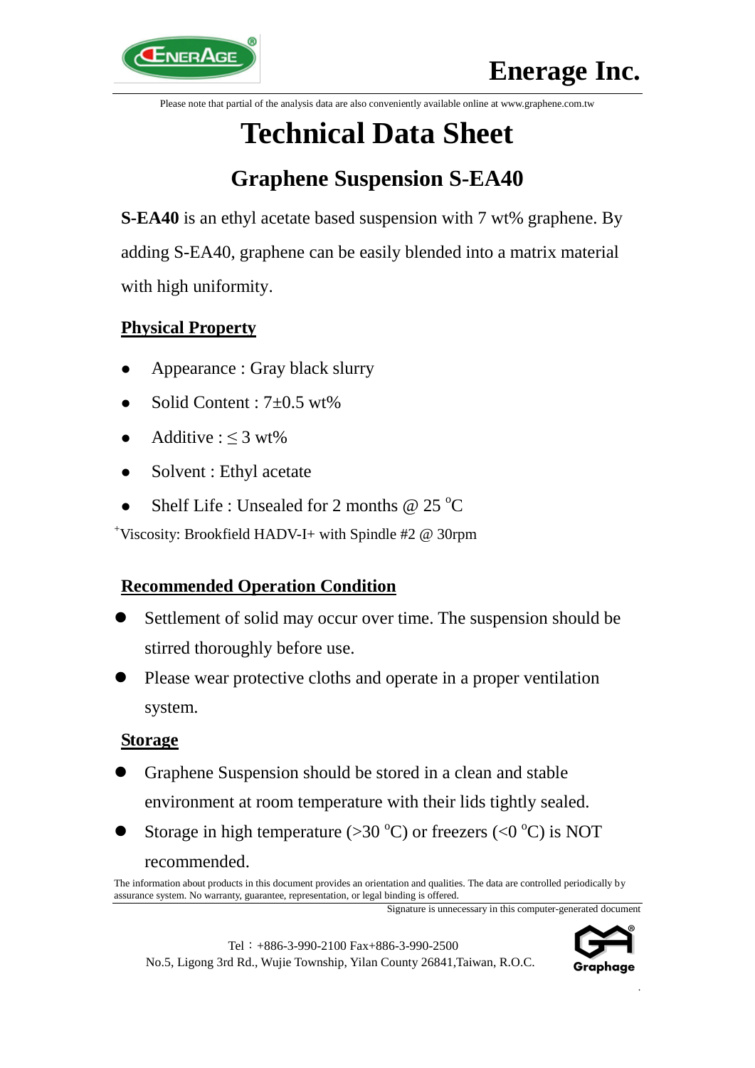Enerage Inc.

Please note that partial of the analysis data are also conveniently available online at www.graphene.com.tw

# Technical Data Sheet

## Graphene Suspension S-EA40

**S-EA40** is an ethyl acetate based suspension with 7 wt% graphene. By adding S-EA40, graphene can be easily blended into a matrix material with high uniformity.

### Physical Property

- Appearance : Gray black slurry
- Solid Content : 7±0.5 wt%
- Additive : ≤ 3 wt%
- Solvent : Ethyl acetate
- Shelf Life : Unsealed for 2 months @ 25 °C

[+]Viscosity: Brookfield HADV-I+ with Spindle #2 @ 30rpm

### Recommended Operation Condition

- Settlement of solid may occur over time. The suspension should be stirred thoroughly before use.
- Please wear protective cloths and operate in a proper ventilation system.

### Storage

- Graphene Suspension should be stored in a clean and stable environment at room temperature with their lids tightly sealed.
- Storage in high temperature (>30 °C) or freezers (<0 °C) is NOT recommended.

The information about products in this document provides an orientation and qualities. The data are controlled periodically by assurance system. No warranty, guarantee, representation, or legal binding is offered.

Signature is unnecessary in this computer-generated document

Tel：+886-3-990-2100 Fax+886-3-990-2500
No.5, Ligong 3rd Rd., Wujie Township, Yilan County 26841,Taiwan, R.O.C.

Graphage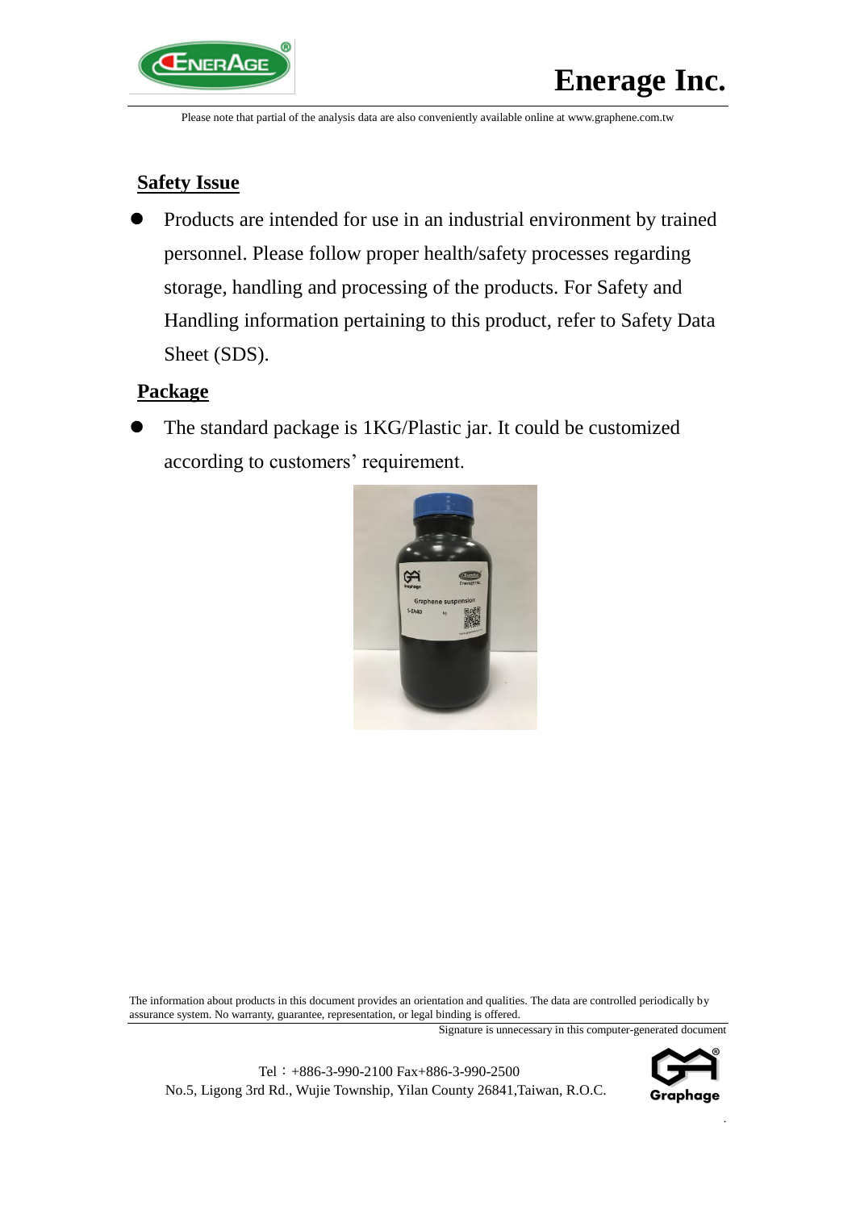## Safety Issue

- Products are intended for use in an industrial environment by trained personnel. Please follow proper health/safety processes regarding storage, handling and processing of the products. For Safety and Handling information pertaining to this product, refer to Safety Data Sheet (SDS).

## Package

- The standard package is 1KG/Plastic jar. It could be customized according to customers' requirement.

The information about products in this document provides an orientation and qualities. The data are controlled periodically by assurance system. No warranty, guarantee, representation, or legal binding is offered.

Signature is unnecessary in this computer-generated document

Tel：+886-3-990-2100 Fax+886-3-990-2500
No.5, Ligong 3rd Rd., Wujie Township, Yilan County 26841,Taiwan, R.O.C.